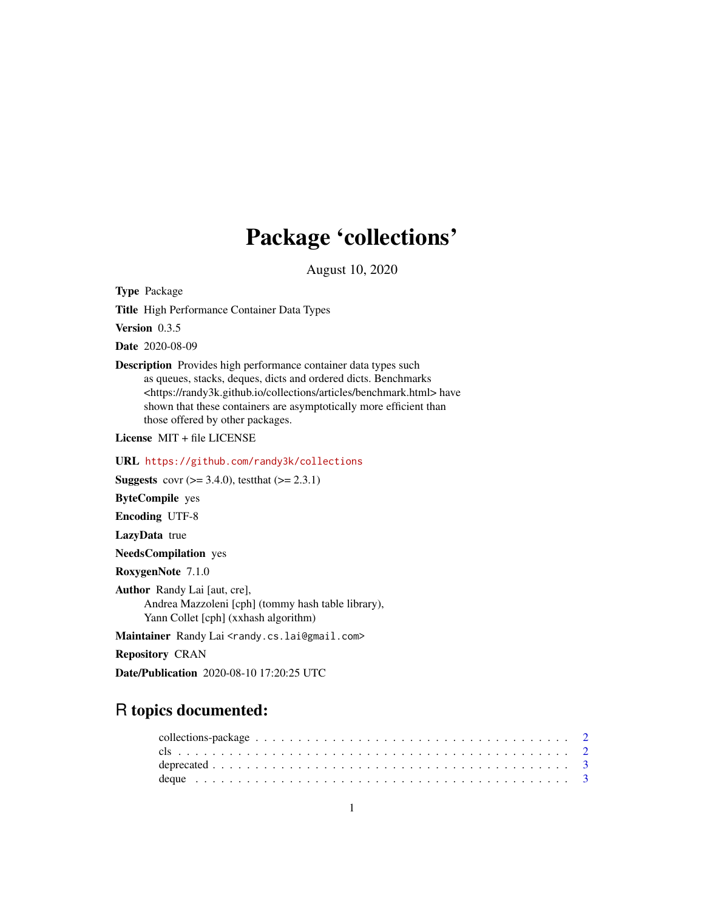# Package 'collections'

August 10, 2020

**Type** Package

**Title** High Performance Container Data Types

**Version** 0.3.5

**Date** 2020-08-09

**Description** Provides high performance container data types such as queues, stacks, deques, dicts and ordered dicts. Benchmarks <https://randy3k.github.io/collections/articles/benchmark.html> have shown that these containers are asymptotically more efficient than those offered by other packages.

**License** MIT + file LICENSE

**URL** https://github.com/randy3k/collections

**Suggests** covr (>= 3.4.0), testthat (>= 2.3.1)

**ByteCompile** yes

**Encoding** UTF-8

**LazyData** true

**NeedsCompilation** yes

**RoxygenNote** 7.1.0

**Author** Randy Lai [aut, cre],
Andrea Mazzoleni [cph] (tommy hash table library),
Yann Collet [cph] (xxhash algorithm)

**Maintainer** Randy Lai <randy.cs.lai@gmail.com>

**Repository** CRAN

**Date/Publication** 2020-08-10 17:20:25 UTC

## R topics documented:

collections-package . . . . . . . . . . . . . . . . . . . . . . . . . . . . . . . . . . . 2
cls . . . . . . . . . . . . . . . . . . . . . . . . . . . . . . . . . . . . . . . . . . . 2
deprecated . . . . . . . . . . . . . . . . . . . . . . . . . . . . . . . . . . . . . . . 3
deque . . . . . . . . . . . . . . . . . . . . . . . . . . . . . . . . . . . . . . . . . . 3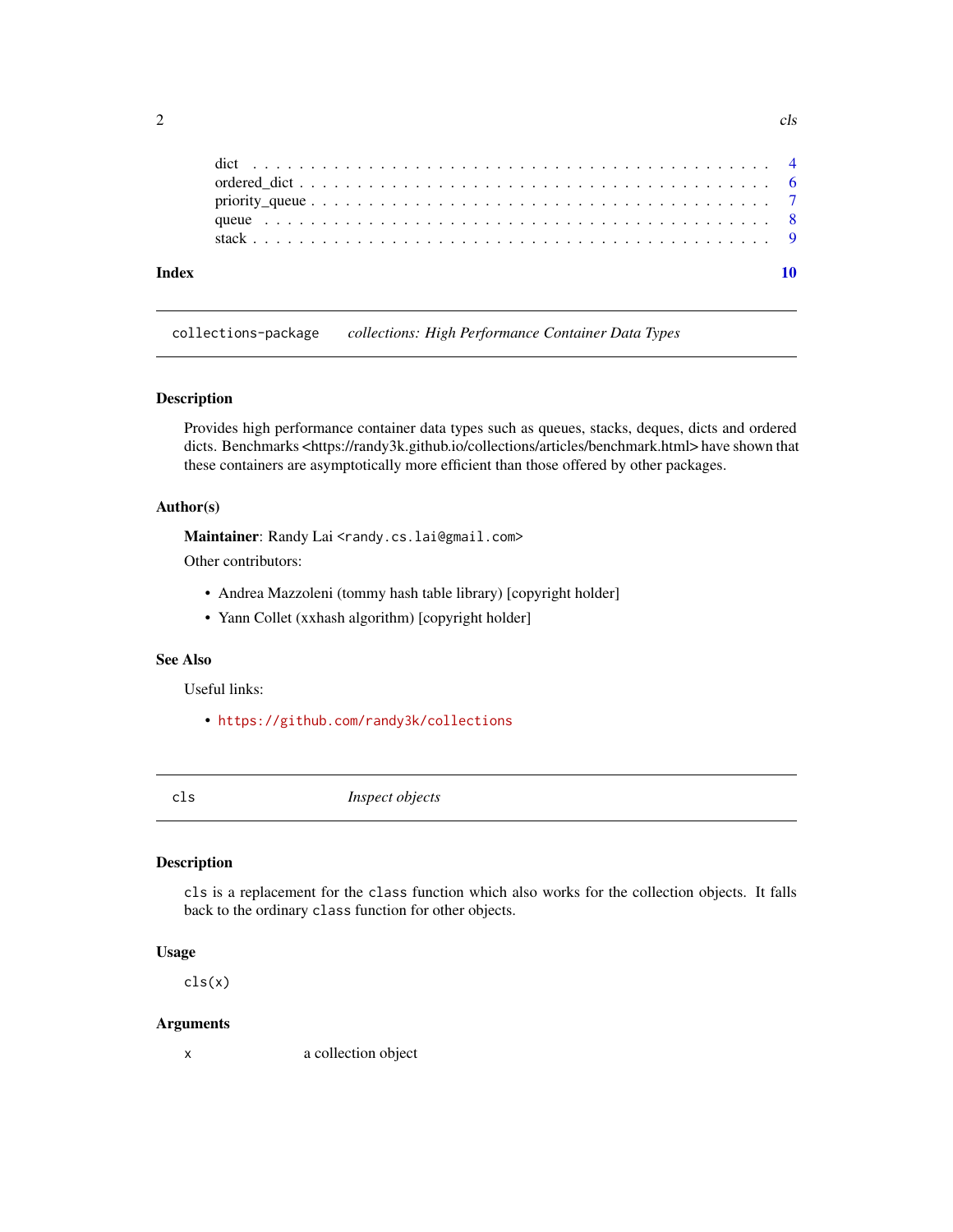| | |
|---|---|
| dict | 4 |
| ordered_dict | 6 |
| priority_queue | 7 |
| queue | 8 |
| stack | 9 |
| **Index** | **10** |

---

`collections-package` *collections: High Performance Container Data Types*

---

### Description

Provides high performance container data types such as queues, stacks, deques, dicts and ordered dicts. Benchmarks <https://randy3k.github.io/collections/articles/benchmark.html> have shown that these containers are asymptotically more efficient than those offered by other packages.

### Author(s)

**Maintainer**: Randy Lai `<randy.cs.lai@gmail.com>`

Other contributors:

- Andrea Mazzoleni (tommy hash table library) [copyright holder]
- Yann Collet (xxhash algorithm) [copyright holder]

### See Also

Useful links:

- `https://github.com/randy3k/collections`

---

`cls` *Inspect objects*

---

### Description

`cls` is a replacement for the `class` function which also works for the collection objects. It falls back to the ordinary `class` function for other objects.

### Usage

```
cls(x)
```

### Arguments

| | |
|---|---|
| `x` | a collection object |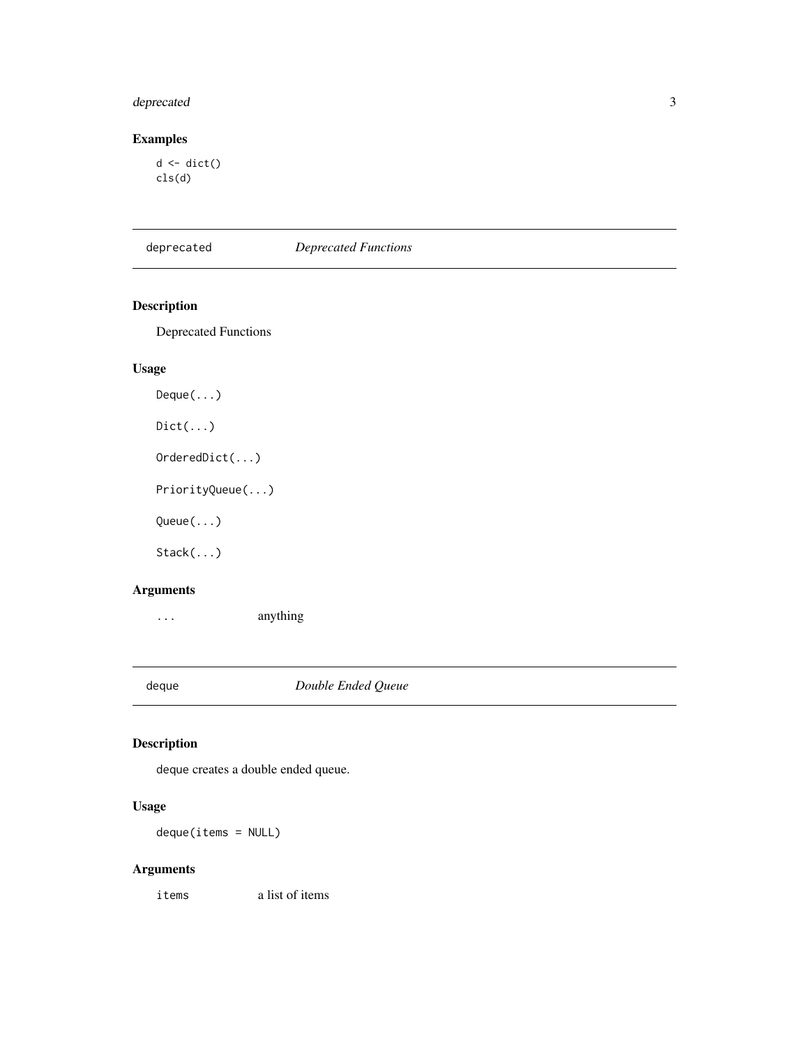### Examples

```
d <- dict()
cls(d)
```

---

## deprecated — *Deprecated Functions*

### Description

Deprecated Functions

### Usage

```
Deque(...)

Dict(...)

OrderedDict(...)

PriorityQueue(...)

Queue(...)

Stack(...)
```

### Arguments

| | |
|---|---|
| `...` | anything |

---

## deque — *Double Ended Queue*

### Description

deque creates a double ended queue.

### Usage

```
deque(items = NULL)
```

### Arguments

| | |
|---|---|
| `items` | a list of items |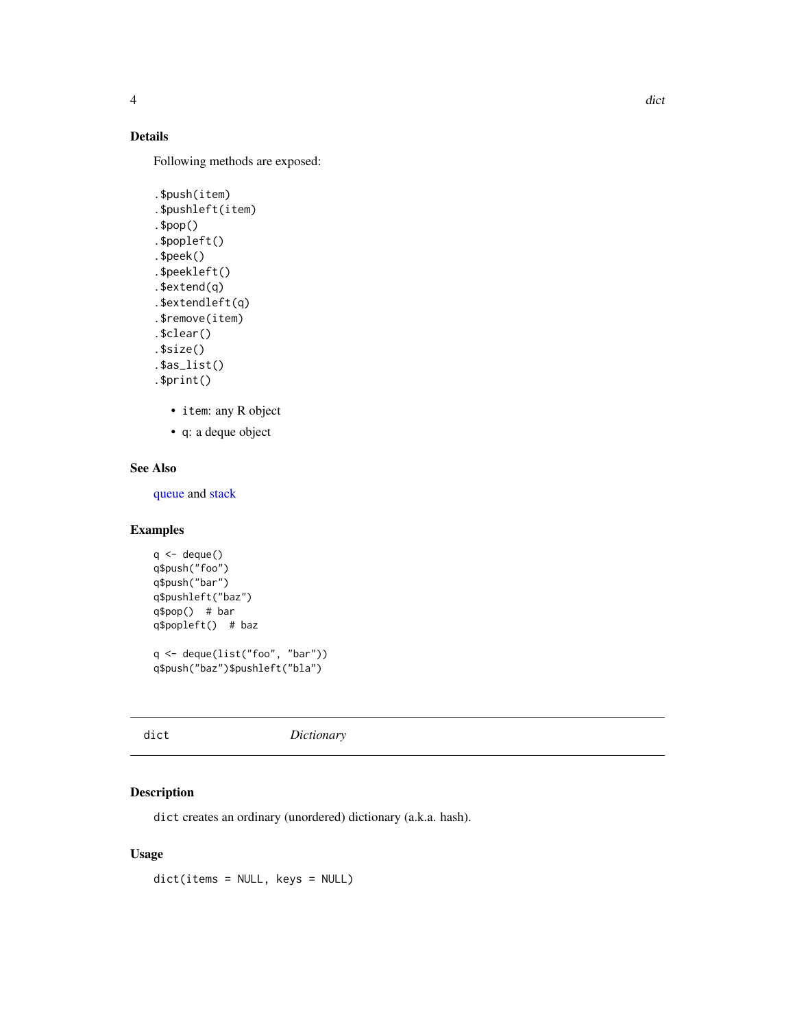### Details

Following methods are exposed:

```
.$push(item)
.$pushleft(item)
.$pop()
.$popleft()
.$peek()
.$peekleft()
.$extend(q)
.$extendleft(q)
.$remove(item)
.$clear()
.$size()
.$as_list()
.$print()
```

- `item`: any R object
- `q`: a deque object

### See Also

queue and stack

### Examples

```
q <- deque()
q$push("foo")
q$push("bar")
q$pushleft("baz")
q$pop()  # bar
q$popleft()  # baz

q <- deque(list("foo", "bar"))
q$push("baz")$pushleft("bla")
```

---

## dict *Dictionary*

---

### Description

`dict` creates an ordinary (unordered) dictionary (a.k.a. hash).

### Usage

```
dict(items = NULL, keys = NULL)
```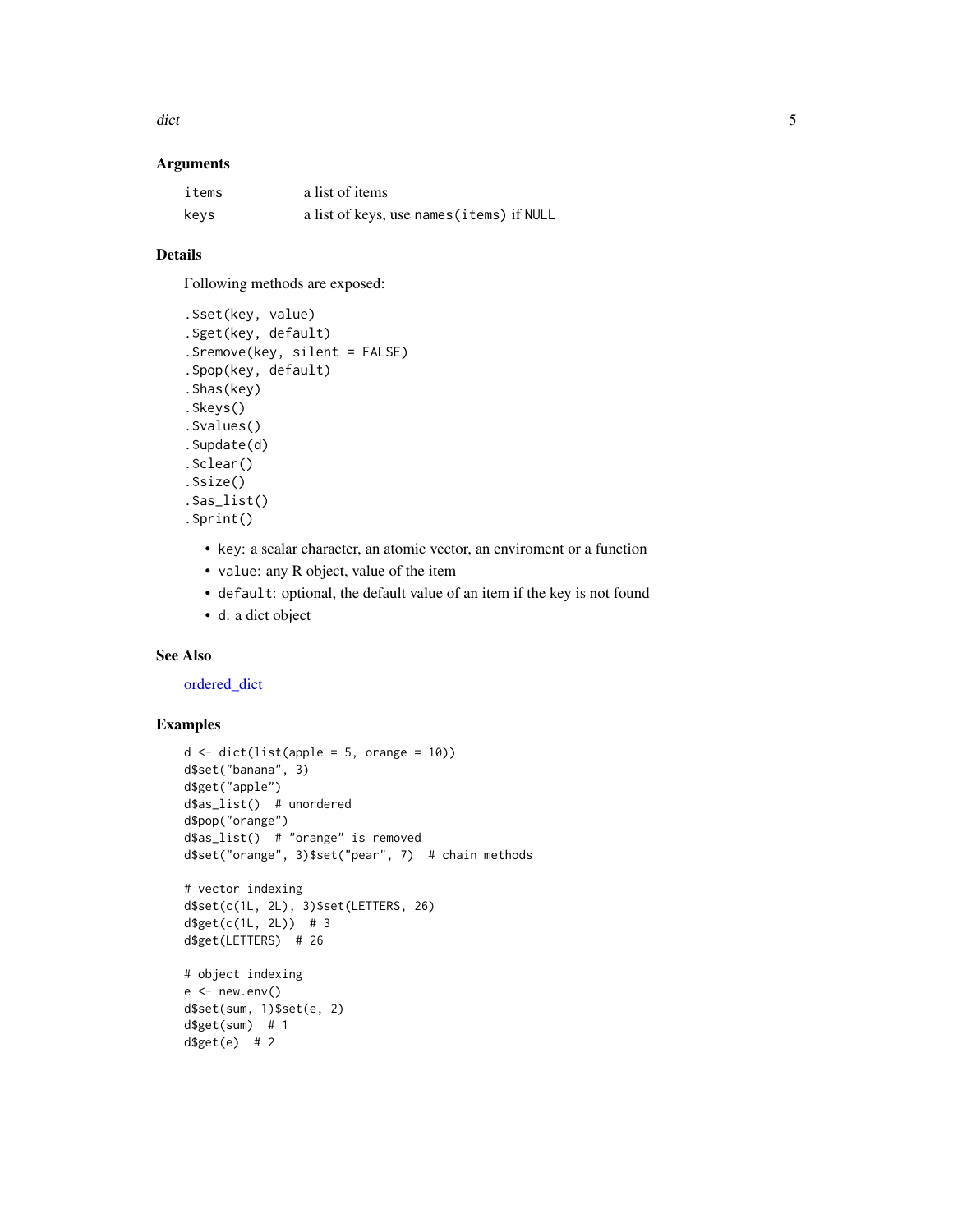## Arguments

| | |
|---|---|
| `items` | a list of items |
| `keys` | a list of keys, use `names(items)` if `NULL` |

## Details

Following methods are exposed:

```
.$set(key, value)
.$get(key, default)
.$remove(key, silent = FALSE)
.$pop(key, default)
.$has(key)
.$keys()
.$values()
.$update(d)
.$clear()
.$size()
.$as_list()
.$print()
```

- `key`: a scalar character, an atomic vector, an enviroment or a function
- `value`: any R object, value of the item
- `default`: optional, the default value of an item if the key is not found
- `d`: a dict object

## See Also

ordered_dict

## Examples

```
d <- dict(list(apple = 5, orange = 10))
d$set("banana", 3)
d$get("apple")
d$as_list()  # unordered
d$pop("orange")
d$as_list()  # "orange" is removed
d$set("orange", 3)$set("pear", 7)  # chain methods

# vector indexing
d$set(c(1L, 2L), 3)$set(LETTERS, 26)
d$get(c(1L, 2L))  # 3
d$get(LETTERS)  # 26

# object indexing
e <- new.env()
d$set(sum, 1)$set(e, 2)
d$get(sum)  # 1
d$get(e)  # 2
```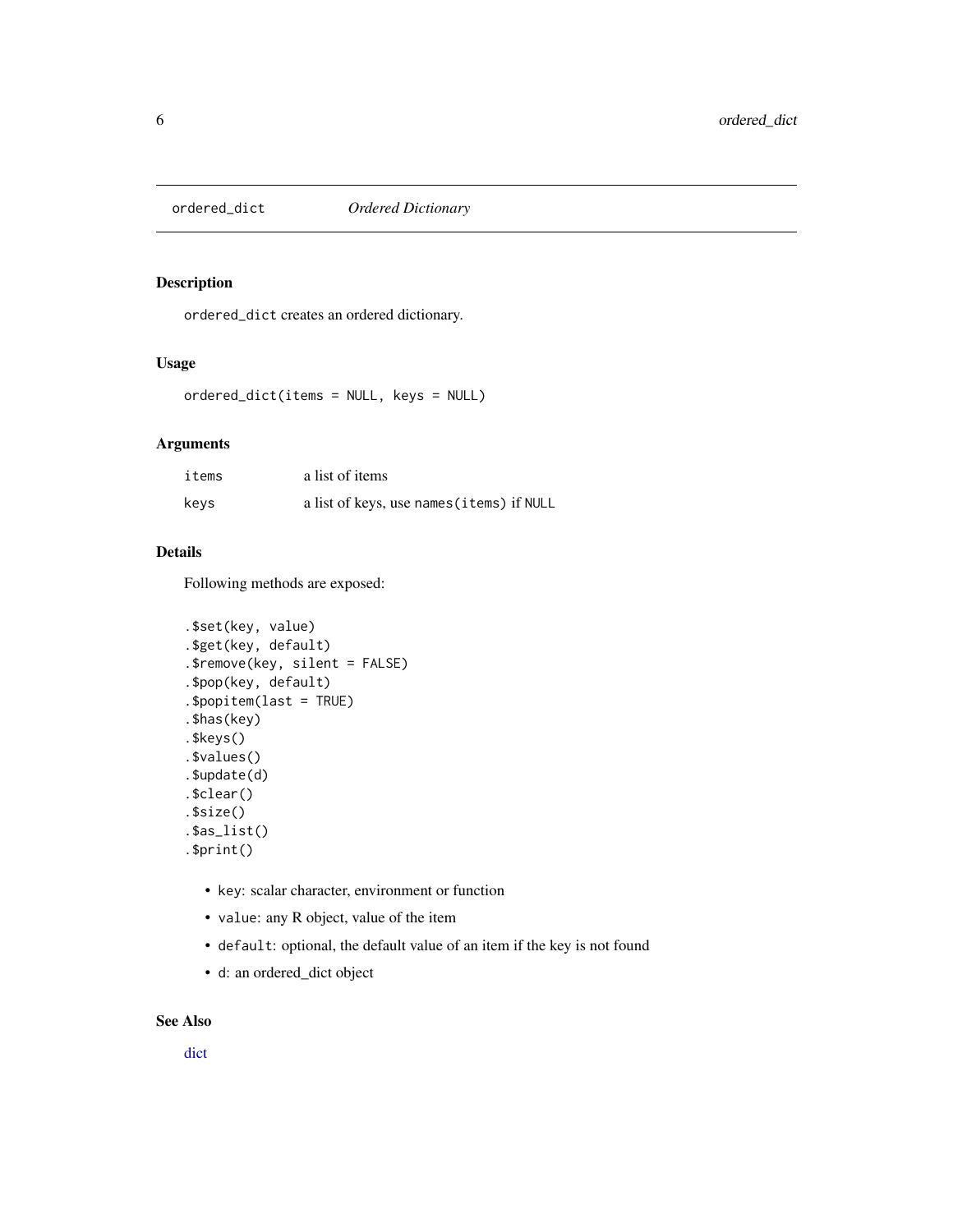## ordered_dict *Ordered Dictionary*

### Description

`ordered_dict` creates an ordered dictionary.

### Usage

```
ordered_dict(items = NULL, keys = NULL)
```

### Arguments

| | |
|---|---|
| `items` | a list of items |
| `keys` | a list of keys, use `names(items)` if `NULL` |

### Details

Following methods are exposed:

```
.$set(key, value)
.$get(key, default)
.$remove(key, silent = FALSE)
.$pop(key, default)
.$popitem(last = TRUE)
.$has(key)
.$keys()
.$values()
.$update(d)
.$clear()
.$size()
.$as_list()
.$print()
```

- `key`: scalar character, environment or function
- `value`: any R object, value of the item
- `default`: optional, the default value of an item if the key is not found
- `d`: an ordered_dict object

### See Also

dict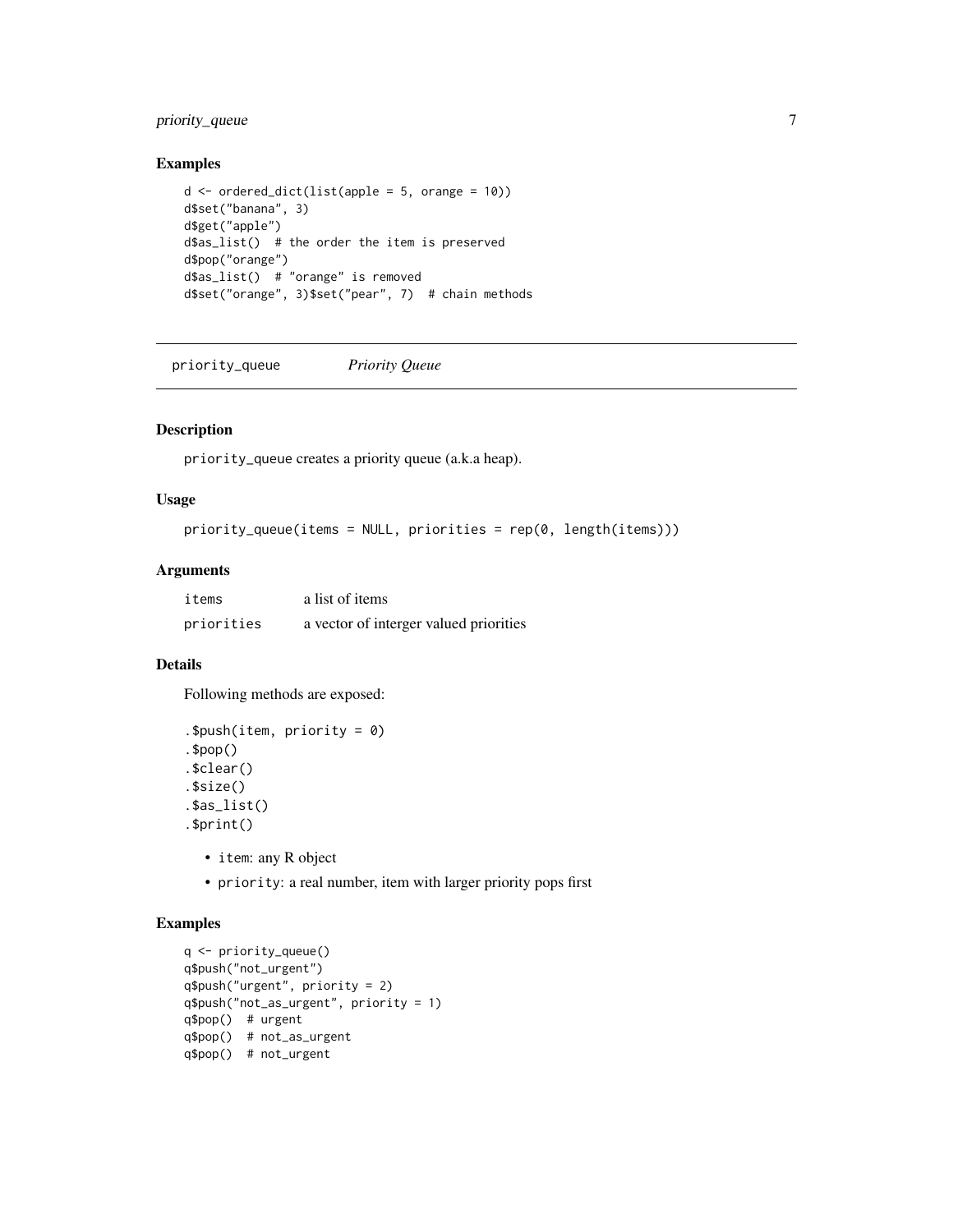### Examples

```
d <- ordered_dict(list(apple = 5, orange = 10))
d$set("banana", 3)
d$get("apple")
d$as_list()  # the order the item is preserved
d$pop("orange")
d$as_list()  # "orange" is removed
d$set("orange", 3)$set("pear", 7)  # chain methods
```

---

## priority_queue *Priority Queue*

---

### Description

`priority_queue` creates a priority queue (a.k.a heap).

### Usage

```
priority_queue(items = NULL, priorities = rep(0, length(items)))
```

### Arguments

| | |
|---|---|
| `items` | a list of items |
| `priorities` | a vector of interger valued priorities |

### Details

Following methods are exposed:

```
.$push(item, priority = 0)
.$pop()
.$clear()
.$size()
.$as_list()
.$print()
```

- `item`: any R object
- `priority`: a real number, item with larger priority pops first

### Examples

```
q <- priority_queue()
q$push("not_urgent")
q$push("urgent", priority = 2)
q$push("not_as_urgent", priority = 1)
q$pop()  # urgent
q$pop()  # not_as_urgent
q$pop()  # not_urgent
```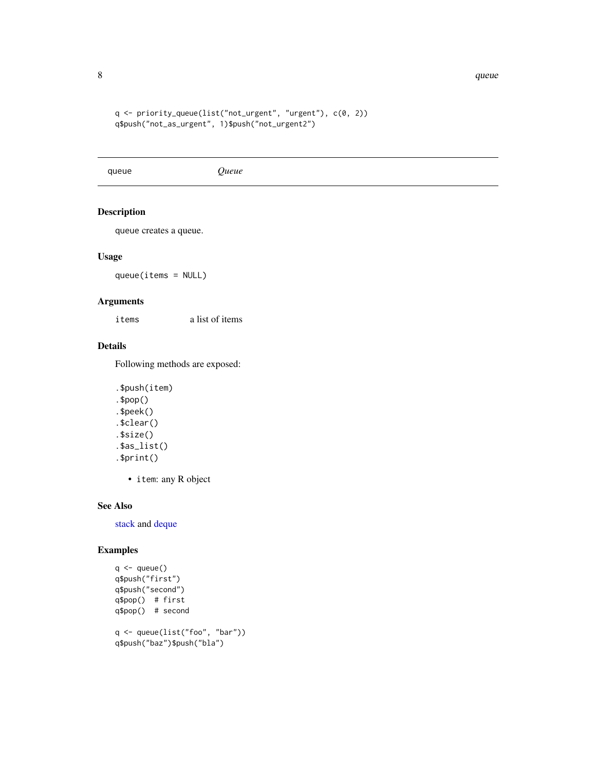```
q <- priority_queue(list("not_urgent", "urgent"), c(0, 2))
q$push("not_as_urgent", 1)$push("not_urgent2")
```

---

## queue — *Queue*

### Description

queue creates a queue.

### Usage

```
queue(items = NULL)
```

### Arguments

| | |
|---|---|
| `items` | a list of items |

### Details

Following methods are exposed:

```
.$push(item)
.$pop()
.$peek()
.$clear()
.$size()
.$as_list()
.$print()
```

- `item`: any R object

### See Also

stack and deque

### Examples

```
q <- queue()
q$push("first")
q$push("second")
q$pop()  # first
q$pop()  # second

q <- queue(list("foo", "bar"))
q$push("baz")$push("bla")
```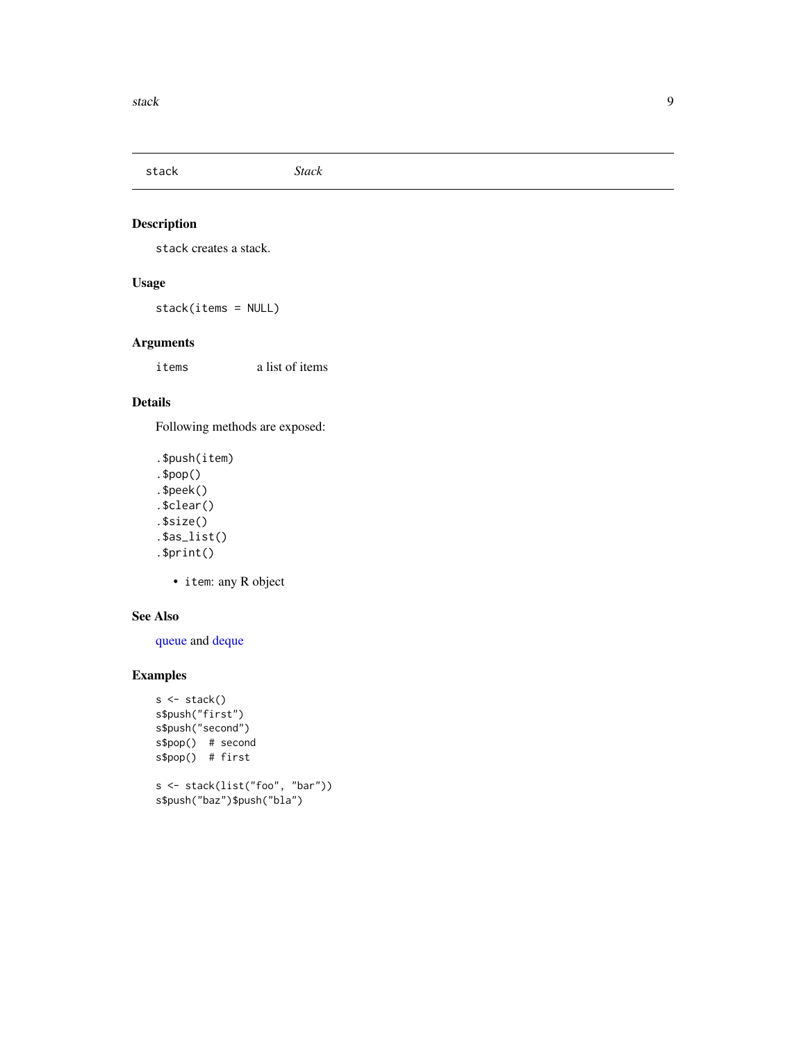## stack — *Stack*

### Description

`stack` creates a stack.

### Usage

```
stack(items = NULL)
```

### Arguments

| | |
|---|---|
| `items` | a list of items |

### Details

Following methods are exposed:

```
.$push(item)
.$pop()
.$peek()
.$clear()
.$size()
.$as_list()
.$print()
```

- `item`: any R object

### See Also

queue and deque

### Examples

```
s <- stack()
s$push("first")
s$push("second")
s$pop()  # second
s$pop()  # first

s <- stack(list("foo", "bar"))
s$push("baz")$push("bla")
```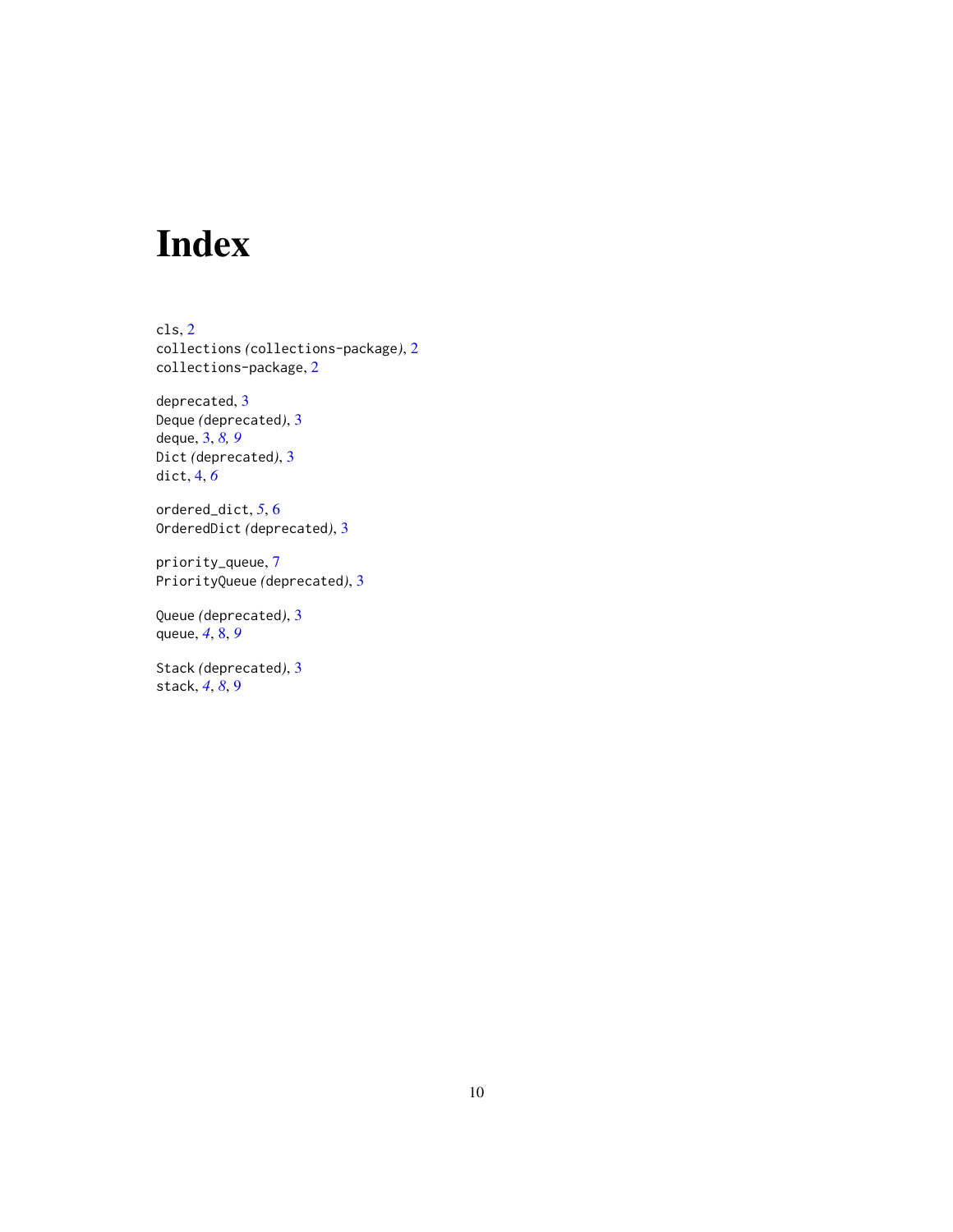# Index

cls, 2
collections (collections-package), 2
collections-package, 2

deprecated, 3
Deque (deprecated), 3
deque, 3, *8, 9*
Dict (deprecated), 3
dict, 4, *6*

ordered_dict, *5*, 6
OrderedDict (deprecated), 3

priority_queue, 7
PriorityQueue (deprecated), 3

Queue (deprecated), 3
queue, *4*, 8, *9*

Stack (deprecated), 3
stack, *4*, *8*, 9